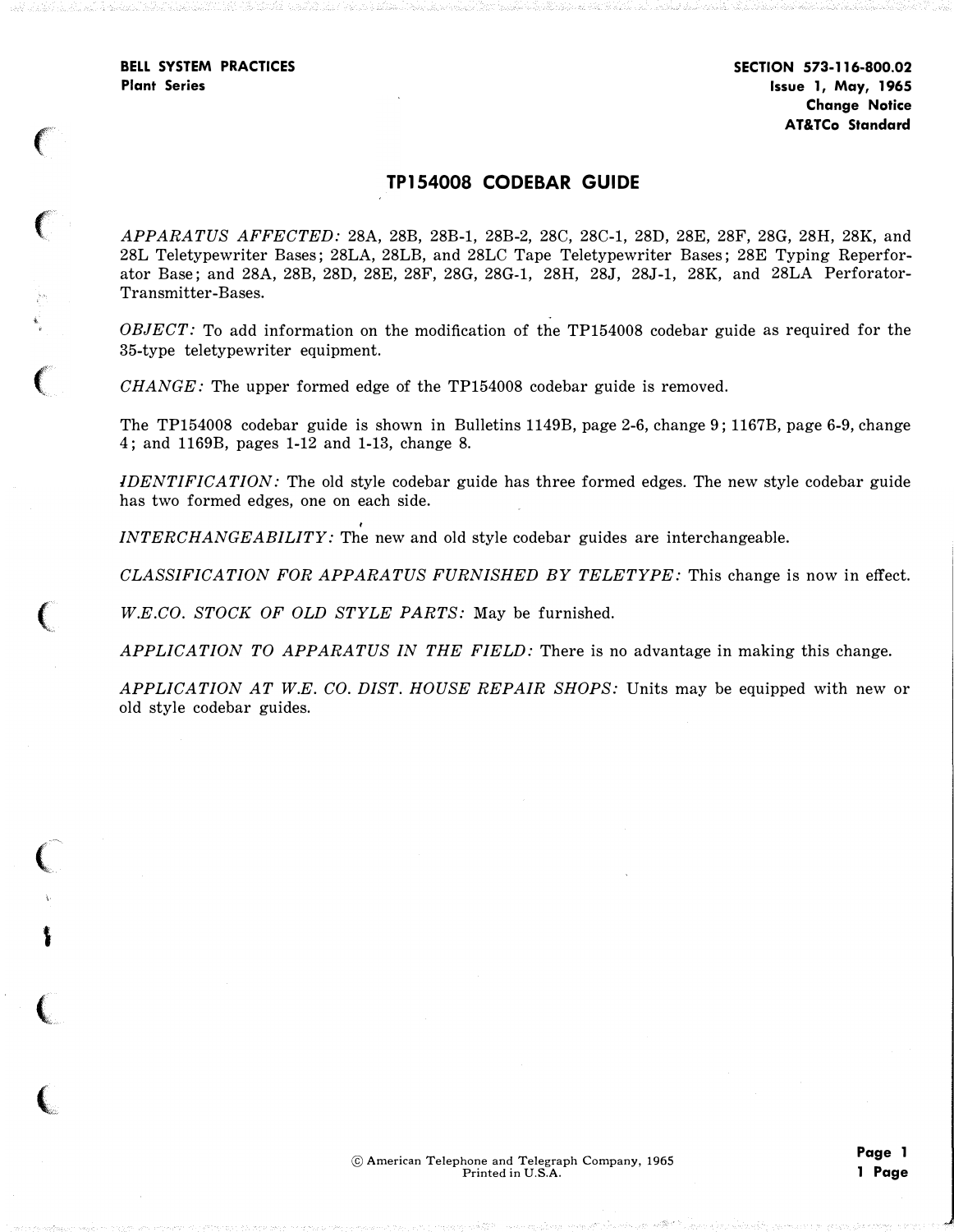BELL SYSTEM PRACTICES
Plant Series

SECTION 573-116-800.02
Issue 1, May, 1965
Change Notice
AT&TCo Standard

# TP154008 CODEBAR GUIDE

*APPARATUS AFFECTED:* 28A, 28B, 28B-1, 28B-2, 28C, 28C-1, 28D, 28E, 28F, 28G, 28H, 28K, and 28L Teletypewriter Bases; 28LA, 28LB, and 28LC Tape Teletypewriter Bases; 28E Typing Reperforator Base; and 28A, 28B, 28D, 28E, 28F, 28G, 28G-1, 28H, 28J, 28J-1, 28K, and 28LA Perforator-Transmitter-Bases.

*OBJECT:* To add information on the modification of the TP154008 codebar guide as required for the 35-type teletypewriter equipment.

*CHANGE:* The upper formed edge of the TP154008 codebar guide is removed.

The TP154008 codebar guide is shown in Bulletins 1149B, page 2-6, change 9; 1167B, page 6-9, change 4; and 1169B, pages 1-12 and 1-13, change 8.

*IDENTIFICATION:* The old style codebar guide has three formed edges. The new style codebar guide has two formed edges, one on each side.

*INTERCHANGEABILITY:* The new and old style codebar guides are interchangeable.

*CLASSIFICATION FOR APPARATUS FURNISHED BY TELETYPE:* This change is now in effect.

*W.E.CO. STOCK OF OLD STYLE PARTS:* May be furnished.

*APPLICATION TO APPARATUS IN THE FIELD:* There is no advantage in making this change.

*APPLICATION AT W.E. CO. DIST. HOUSE REPAIR SHOPS:* Units may be equipped with new or old style codebar guides.

© American Telephone and Telegraph Company, 1965
Printed in U.S.A.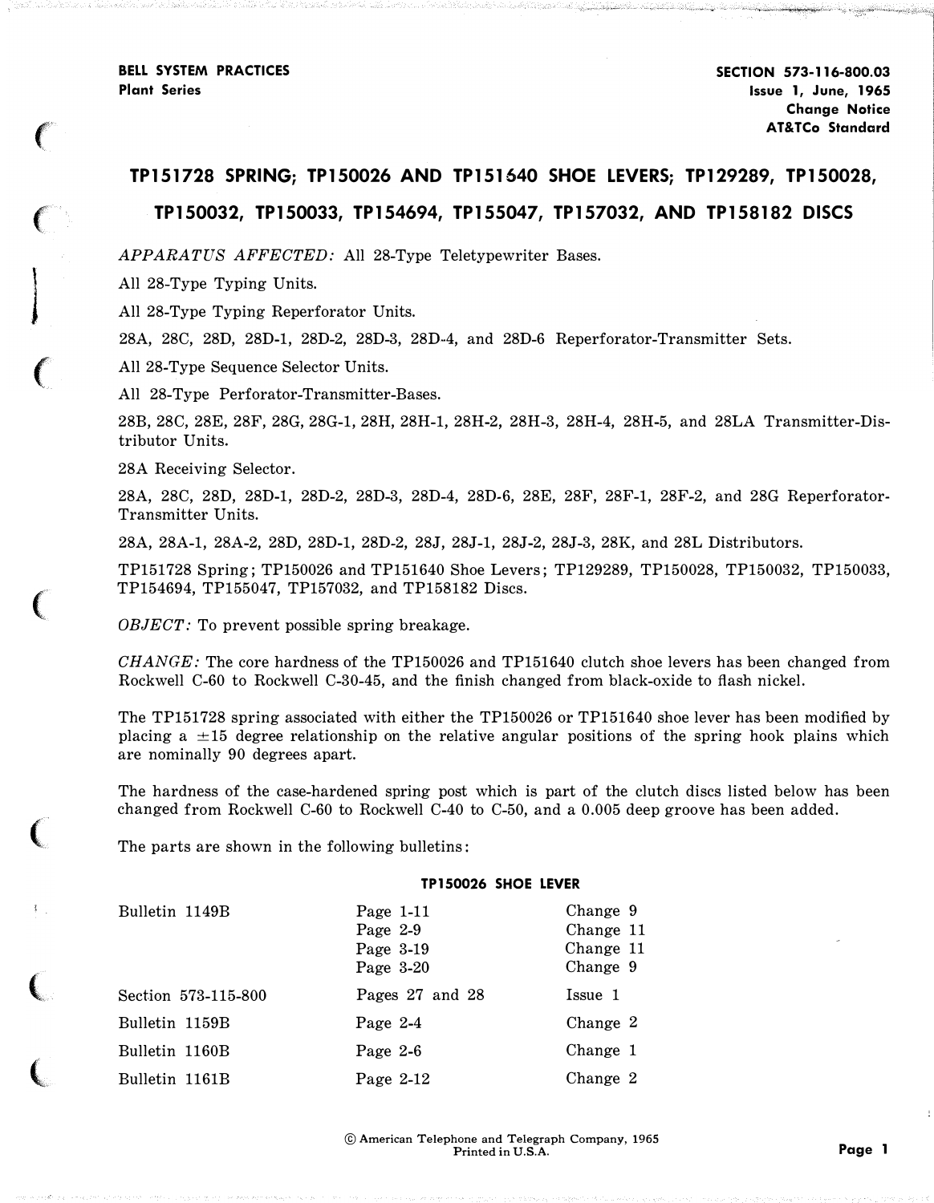BELL SYSTEM PRACTICES
Plant Series

SECTION 573-116-800.03
Issue 1, June, 1965
Change Notice
AT&TCo Standard

# TP151728 SPRING; TP150026 AND TP151640 SHOE LEVERS; TP129289, TP150028, TP150032, TP150033, TP154694, TP155047, TP157032, AND TP158182 DISCS

*APPARATUS AFFECTED:* All 28-Type Teletypewriter Bases.

All 28-Type Typing Units.

All 28-Type Typing Reperforator Units.

28A, 28C, 28D, 28D-1, 28D-2, 28D-3, 28D-4, and 28D-6 Reperforator-Transmitter Sets.

All 28-Type Sequence Selector Units.

All 28-Type Perforator-Transmitter-Bases.

28B, 28C, 28E, 28F, 28G, 28G-1, 28H, 28H-1, 28H-2, 28H-3, 28H-4, 28H-5, and 28LA Transmitter-Distributor Units.

28A Receiving Selector.

28A, 28C, 28D, 28D-1, 28D-2, 28D-3, 28D-4, 28D-6, 28E, 28F, 28F-1, 28F-2, and 28G Reperforator-Transmitter Units.

28A, 28A-1, 28A-2, 28D, 28D-1, 28D-2, 28J, 28J-1, 28J-2, 28J-3, 28K, and 28L Distributors.

TP151728 Spring; TP150026 and TP151640 Shoe Levers; TP129289, TP150028, TP150032, TP150033, TP154694, TP155047, TP157032, and TP158182 Discs.

*OBJECT:* To prevent possible spring breakage.

*CHANGE:* The core hardness of the TP150026 and TP151640 clutch shoe levers has been changed from Rockwell C-60 to Rockwell C-30-45, and the finish changed from black-oxide to flash nickel.

The TP151728 spring associated with either the TP150026 or TP151640 shoe lever has been modified by placing a ±15 degree relationship on the relative angular positions of the spring hook plains which are nominally 90 degrees apart.

The hardness of the case-hardened spring post which is part of the clutch discs listed below has been changed from Rockwell C-60 to Rockwell C-40 to C-50, and a 0.005 deep groove has been added.

The parts are shown in the following bulletins:

**TP150026 SHOE LEVER**

| | | |
|---|---|---|
| Bulletin 1149B | Page 1-11 | Change 9 |
| | Page 2-9 | Change 11 |
| | Page 3-19 | Change 11 |
| | Page 3-20 | Change 9 |
| Section 573-115-800 | Pages 27 and 28 | Issue 1 |
| Bulletin 1159B | Page 2-4 | Change 2 |
| Bulletin 1160B | Page 2-6 | Change 1 |
| Bulletin 1161B | Page 2-12 | Change 2 |

© American Telephone and Telegraph Company, 1965
Printed in U.S.A.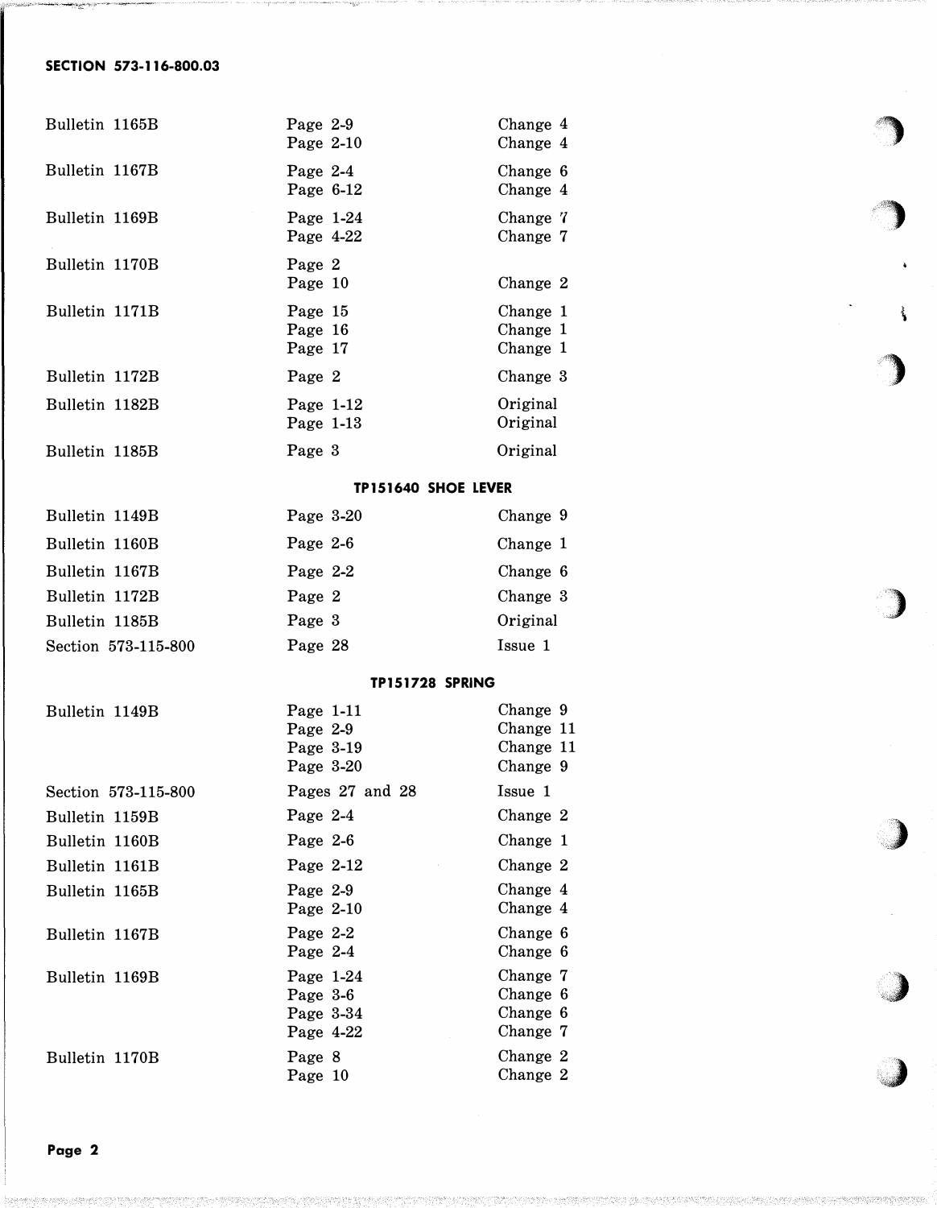| | | |
|---|---|---|
| Bulletin 1165B | Page 2-9 | Change 4 |
| | Page 2-10 | Change 4 |
| Bulletin 1167B | Page 2-4 | Change 6 |
| | Page 6-12 | Change 4 |
| Bulletin 1169B | Page 1-24 | Change 7 |
| | Page 4-22 | Change 7 |
| Bulletin 1170B | Page 2 | |
| | Page 10 | Change 2 |
| Bulletin 1171B | Page 15 | Change 1 |
| | Page 16 | Change 1 |
| | Page 17 | Change 1 |
| Bulletin 1172B | Page 2 | Change 3 |
| Bulletin 1182B | Page 1-12 | Original |
| | Page 1-13 | Original |
| Bulletin 1185B | Page 3 | Original |

**TP151640 SHOE LEVER**

| | | |
|---|---|---|
| Bulletin 1149B | Page 3-20 | Change 9 |
| Bulletin 1160B | Page 2-6 | Change 1 |
| Bulletin 1167B | Page 2-2 | Change 6 |
| Bulletin 1172B | Page 2 | Change 3 |
| Bulletin 1185B | Page 3 | Original |
| Section 573-115-800 | Page 28 | Issue 1 |

**TP151728 SPRING**

| | | |
|---|---|---|
| Bulletin 1149B | Page 1-11 | Change 9 |
| | Page 2-9 | Change 11 |
| | Page 3-19 | Change 11 |
| | Page 3-20 | Change 9 |
| Section 573-115-800 | Pages 27 and 28 | Issue 1 |
| Bulletin 1159B | Page 2-4 | Change 2 |
| Bulletin 1160B | Page 2-6 | Change 1 |
| Bulletin 1161B | Page 2-12 | Change 2 |
| Bulletin 1165B | Page 2-9 | Change 4 |
| | Page 2-10 | Change 4 |
| Bulletin 1167B | Page 2-2 | Change 6 |
| | Page 2-4 | Change 6 |
| Bulletin 1169B | Page 1-24 | Change 7 |
| | Page 3-6 | Change 6 |
| | Page 3-34 | Change 6 |
| | Page 4-22 | Change 7 |
| Bulletin 1170B | Page 8 | Change 2 |
| | Page 10 | Change 2 |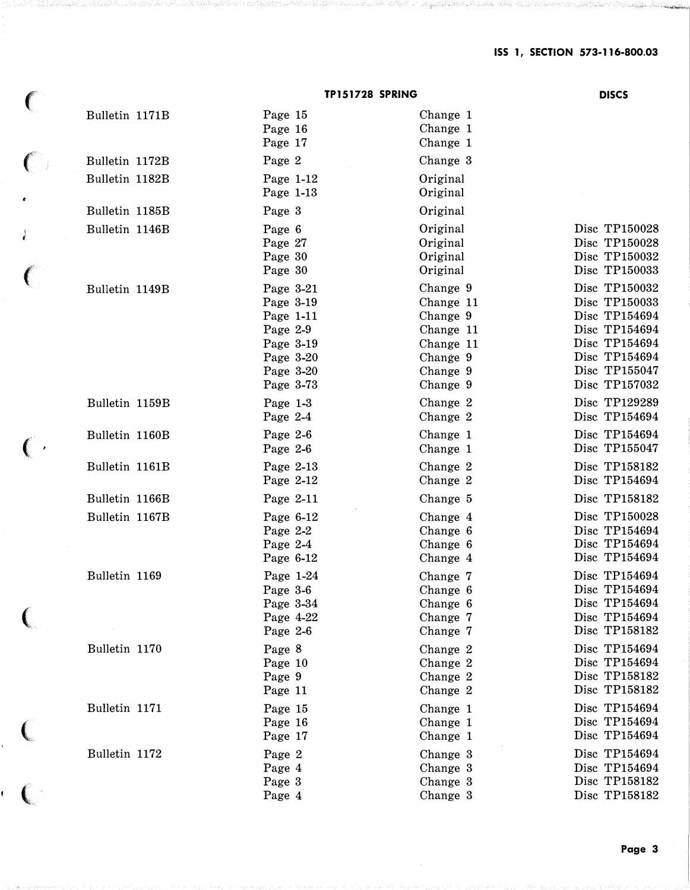| | TP151728 SPRING | | DISCS |
|---|---|---|---|
| Bulletin 1171B | Page 15 | Change 1 | |
| | Page 16 | Change 1 | |
| | Page 17 | Change 1 | |
| Bulletin 1172B | Page 2 | Change 3 | |
| Bulletin 1182B | Page 1-12 | Original | |
| | Page 1-13 | Original | |
| Bulletin 1185B | Page 3 | Original | |
| Bulletin 1146B | Page 6 | Original | Disc TP150028 |
| | Page 27 | Original | Disc TP150028 |
| | Page 30 | Original | Disc TP150032 |
| | Page 30 | Original | Disc TP150033 |
| Bulletin 1149B | Page 3-21 | Change 9 | Disc TP150032 |
| | Page 3-19 | Change 11 | Disc TP150033 |
| | Page 1-11 | Change 9 | Disc TP154694 |
| | Page 2-9 | Change 11 | Disc TP154694 |
| | Page 3-19 | Change 11 | Disc TP154694 |
| | Page 3-20 | Change 9 | Disc TP154694 |
| | Page 3-20 | Change 9 | Disc TP155047 |
| | Page 3-73 | Change 9 | Disc TP157032 |
| Bulletin 1159B | Page 1-3 | Change 2 | Disc TP129289 |
| | Page 2-4 | Change 2 | Disc TP154694 |
| Bulletin 1160B | Page 2-6 | Change 1 | Disc TP154694 |
| | Page 2-6 | Change 1 | Disc TP155047 |
| Bulletin 1161B | Page 2-13 | Change 2 | Disc TP158182 |
| | Page 2-12 | Change 2 | Disc TP154694 |
| Bulletin 1166B | Page 2-11 | Change 5 | Disc TP158182 |
| Bulletin 1167B | Page 6-12 | Change 4 | Disc TP150028 |
| | Page 2-2 | Change 6 | Disc TP154694 |
| | Page 2-4 | Change 6 | Disc TP154694 |
| | Page 6-12 | Change 4 | Disc TP154694 |
| Bulletin 1169 | Page 1-24 | Change 7 | Disc TP154694 |
| | Page 3-6 | Change 6 | Disc TP154694 |
| | Page 3-34 | Change 6 | Disc TP154694 |
| | Page 4-22 | Change 7 | Disc TP154694 |
| | Page 2-6 | Change 7 | Disc TP158182 |
| Bulletin 1170 | Page 8 | Change 2 | Disc TP154694 |
| | Page 10 | Change 2 | Disc TP154694 |
| | Page 9 | Change 2 | Disc TP158182 |
| | Page 11 | Change 2 | Disc TP158182 |
| Bulletin 1171 | Page 15 | Change 1 | Disc TP154694 |
| | Page 16 | Change 1 | Disc TP154694 |
| | Page 17 | Change 1 | Disc TP154694 |
| Bulletin 1172 | Page 2 | Change 3 | Disc TP154694 |
| | Page 4 | Change 3 | Disc TP154694 |
| | Page 3 | Change 3 | Disc TP158182 |
| | Page 4 | Change 3 | Disc TP158182 |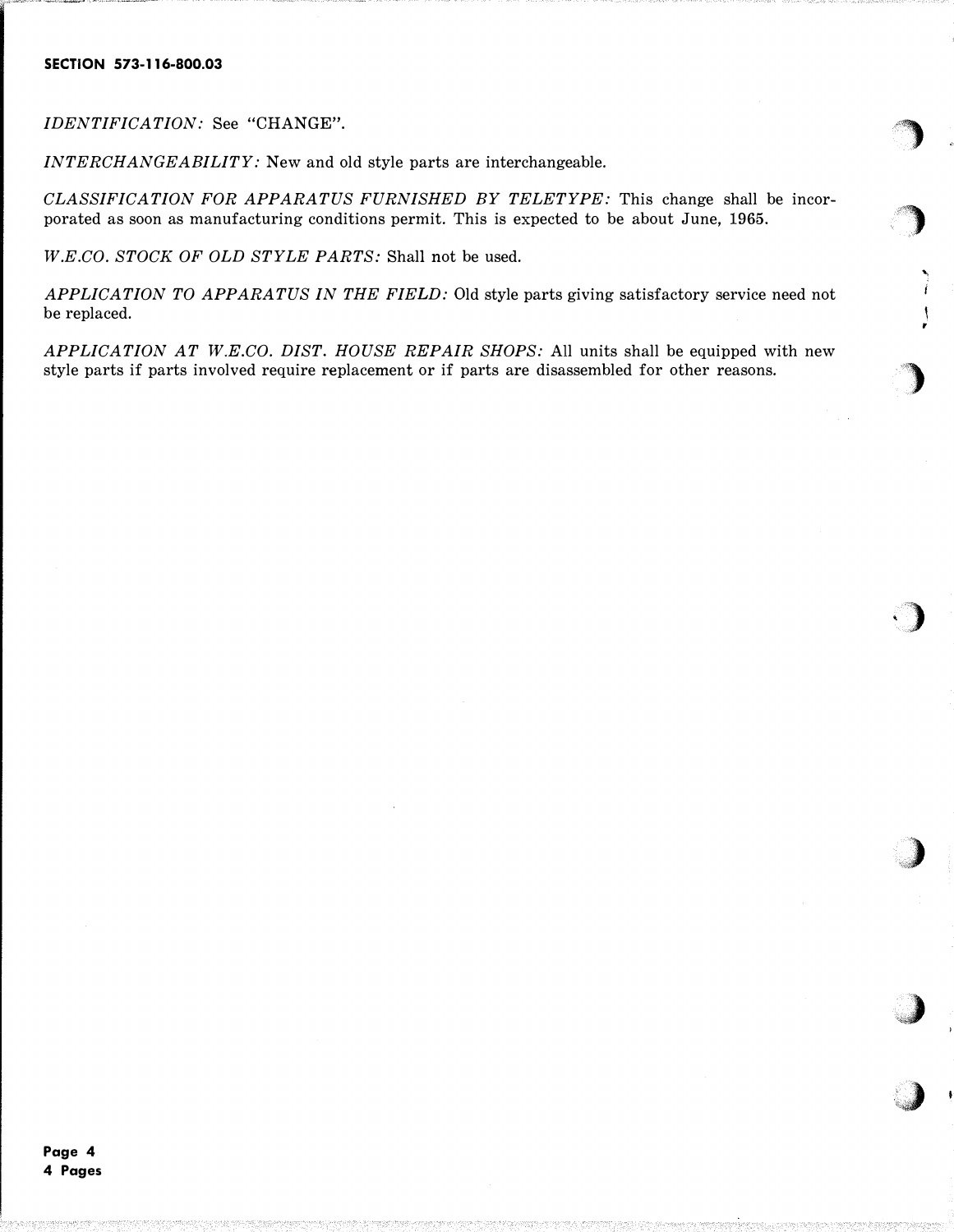*IDENTIFICATION:* See "CHANGE".

*INTERCHANGEABILITY:* New and old style parts are interchangeable.

*CLASSIFICATION FOR APPARATUS FURNISHED BY TELETYPE:* This change shall be incorporated as soon as manufacturing conditions permit. This is expected to be about June, 1965.

*W.E.CO. STOCK OF OLD STYLE PARTS:* Shall not be used.

*APPLICATION TO APPARATUS IN THE FIELD:* Old style parts giving satisfactory service need not be replaced.

*APPLICATION AT W.E.CO. DIST. HOUSE REPAIR SHOPS:* All units shall be equipped with new style parts if parts involved require replacement or if parts are disassembled for other reasons.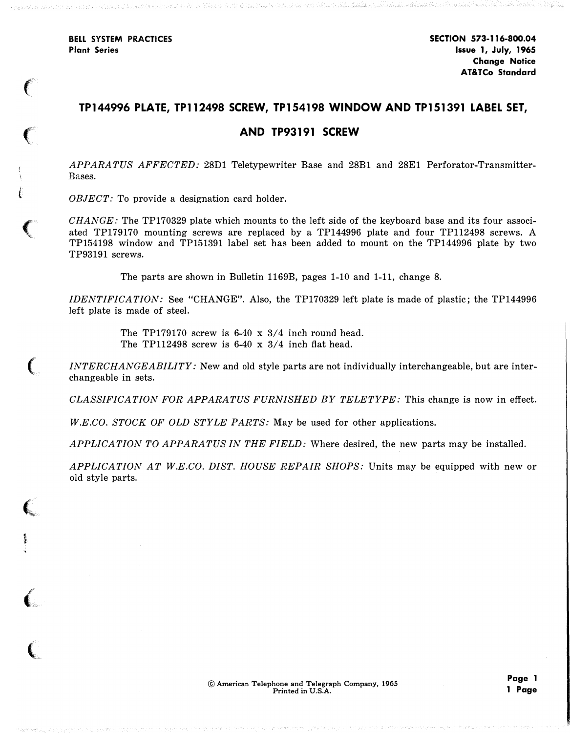BELL SYSTEM PRACTICES
Plant Series

SECTION 573-116-800.04
Issue 1, July, 1965
Change Notice
AT&TCo Standard

# TP144996 PLATE, TP112498 SCREW, TP154198 WINDOW AND TP151391 LABEL SET, AND TP93191 SCREW

*APPARATUS AFFECTED:* 28D1 Teletypewriter Base and 28B1 and 28E1 Perforator-Transmitter-Bases.

*OBJECT:* To provide a designation card holder.

*CHANGE:* The TP170329 plate which mounts to the left side of the keyboard base and its four associated TP179170 mounting screws are replaced by a TP144996 plate and four TP112498 screws. A TP154198 window and TP151391 label set has been added to mount on the TP144996 plate by two TP93191 screws.

The parts are shown in Bulletin 1169B, pages 1-10 and 1-11, change 8.

*IDENTIFICATION:* See "CHANGE". Also, the TP170329 left plate is made of plastic; the TP144996 left plate is made of steel.

The TP179170 screw is 6-40 x 3/4 inch round head.
The TP112498 screw is 6-40 x 3/4 inch flat head.

*INTERCHANGEABILITY:* New and old style parts are not individually interchangeable, but are interchangeable in sets.

*CLASSIFICATION FOR APPARATUS FURNISHED BY TELETYPE:* This change is now in effect.

*W.E.CO. STOCK OF OLD STYLE PARTS:* May be used for other applications.

*APPLICATION TO APPARATUS IN THE FIELD:* Where desired, the new parts may be installed.

*APPLICATION AT W.E.CO. DIST. HOUSE REPAIR SHOPS:* Units may be equipped with new or old style parts.

© American Telephone and Telegraph Company, 1965
Printed in U.S.A.